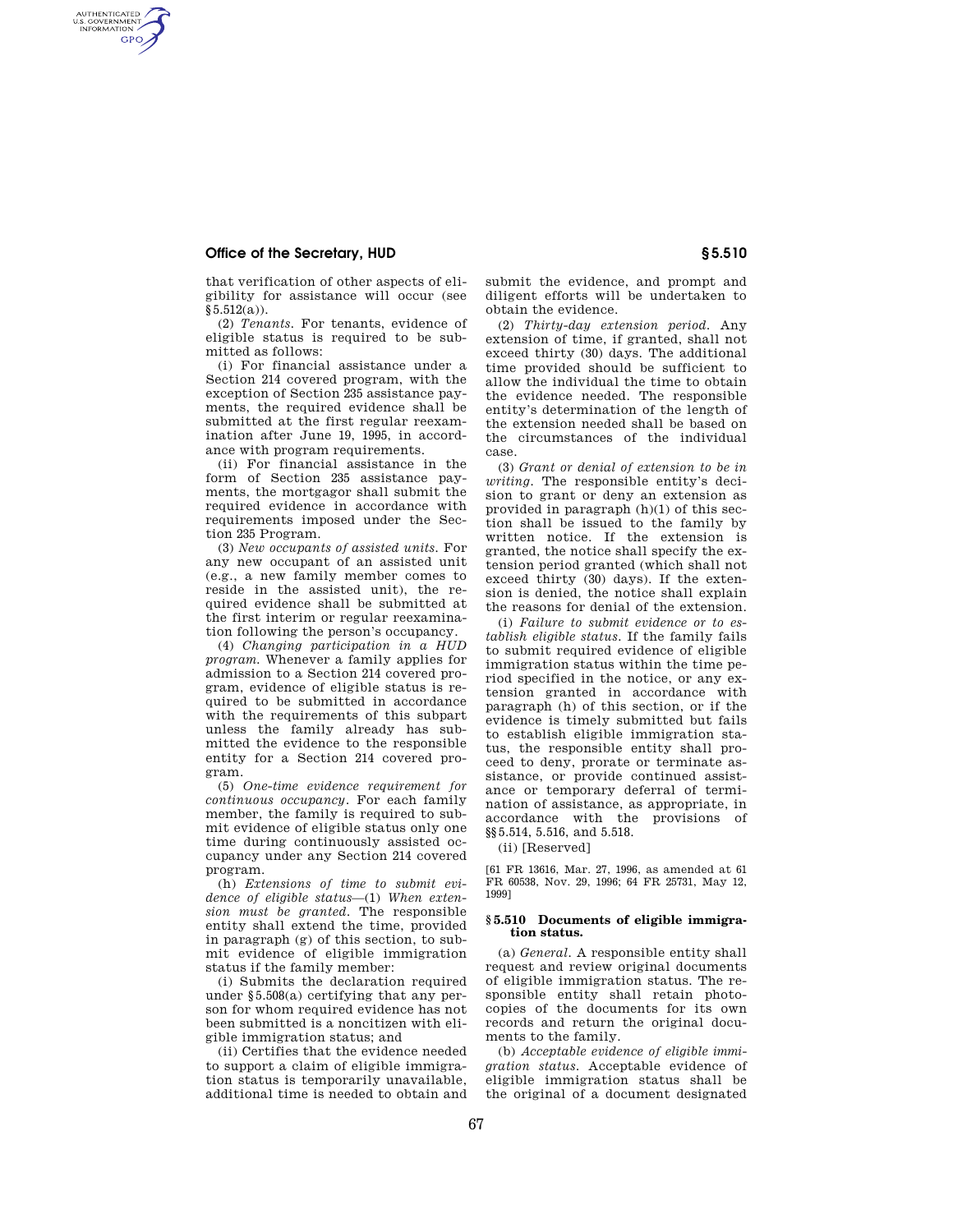that verification of other aspects of eligibility for assistance will occur (see §5.512(a)).

(2) *Tenants.* For tenants, evidence of eligible status is required to be submitted as follows:

(i) For financial assistance under a Section 214 covered program, with the exception of Section 235 assistance payments, the required evidence shall be submitted at the first regular reexamination after June 19, 1995, in accordance with program requirements.

(ii) For financial assistance in the form of Section 235 assistance payments, the mortgagor shall submit the required evidence in accordance with requirements imposed under the Section 235 Program.

(3) *New occupants of assisted units.* For any new occupant of an assisted unit (e.g., a new family member comes to reside in the assisted unit), the required evidence shall be submitted at the first interim or regular reexamination following the person's occupancy.

(4) *Changing participation in a HUD program.* Whenever a family applies for admission to a Section 214 covered program, evidence of eligible status is required to be submitted in accordance with the requirements of this subpart unless the family already has submitted the evidence to the responsible entity for a Section 214 covered program.

(5) *One-time evidence requirement for continuous occupancy.* For each family member, the family is required to submit evidence of eligible status only one time during continuously assisted occupancy under any Section 214 covered program.

(h) *Extensions of time to submit evidence of eligible status*—(1) *When extension must be granted.* The responsible entity shall extend the time, provided in paragraph (g) of this section, to submit evidence of eligible immigration status if the family member:

(i) Submits the declaration required under §5.508(a) certifying that any person for whom required evidence has not been submitted is a noncitizen with eligible immigration status; and

(ii) Certifies that the evidence needed to support a claim of eligible immigration status is temporarily unavailable, additional time is needed to obtain and submit the evidence, and prompt and diligent efforts will be undertaken to obtain the evidence.

(2) *Thirty-day extension period.* Any extension of time, if granted, shall not exceed thirty (30) days. The additional time provided should be sufficient to allow the individual the time to obtain the evidence needed. The responsible entity's determination of the length of the extension needed shall be based on the circumstances of the individual case.

(3) *Grant or denial of extension to be in writing.* The responsible entity's decision to grant or deny an extension as provided in paragraph (h)(1) of this section shall be issued to the family by written notice. If the extension is granted, the notice shall specify the extension period granted (which shall not exceed thirty (30) days). If the extension is denied, the notice shall explain the reasons for denial of the extension.

(i) *Failure to submit evidence or to establish eligible status.* If the family fails to submit required evidence of eligible immigration status within the time period specified in the notice, or any extension granted in accordance with paragraph (h) of this section, or if the evidence is timely submitted but fails to establish eligible immigration status, the responsible entity shall proceed to deny, prorate or terminate assistance, or provide continued assistance or temporary deferral of termination of assistance, as appropriate, in accordance with the provisions of §§5.514, 5.516, and 5.518.

(ii) [Reserved]

[61 FR 13616, Mar. 27, 1996, as amended at 61 FR 60538, Nov. 29, 1996; 64 FR 25731, May 12, 1999]

### §5.510 Documents of eligible immigration status.

(a) *General.* A responsible entity shall request and review original documents of eligible immigration status. The responsible entity shall retain photocopies of the documents for its own records and return the original documents to the family.

(b) *Acceptable evidence of eligible immigration status.* Acceptable evidence of eligible immigration status shall be the original of a document designated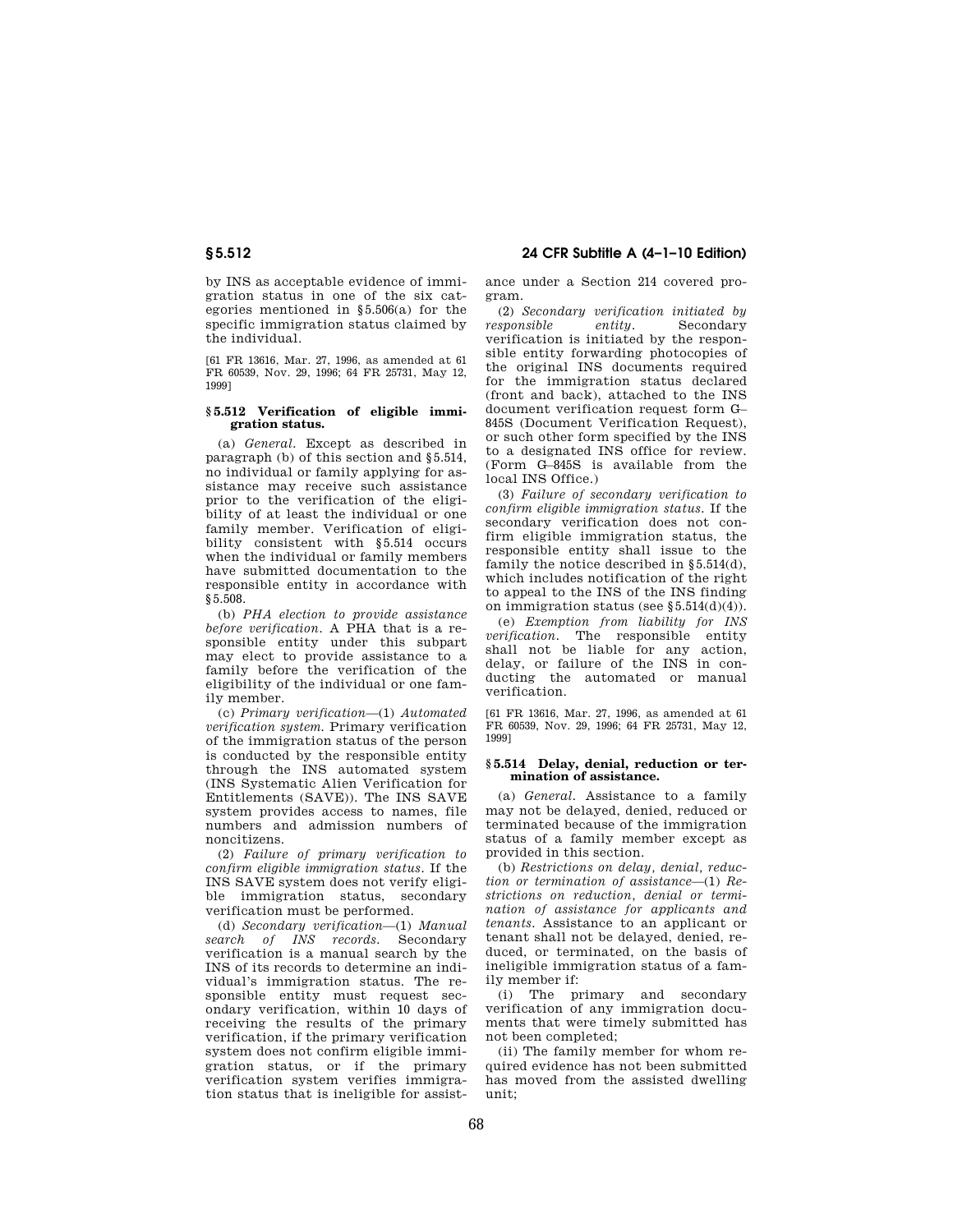by INS as acceptable evidence of immigration status in one of the six categories mentioned in §5.506(a) for the specific immigration status claimed by the individual.

[61 FR 13616, Mar. 27, 1996, as amended at 61 FR 60539, Nov. 29, 1996; 64 FR 25731, May 12, 1999]

### §5.512 Verification of eligible immigration status.

(a) *General.* Except as described in paragraph (b) of this section and §5.514, no individual or family applying for assistance may receive such assistance prior to the verification of the eligibility of at least the individual or one family member. Verification of eligibility consistent with §5.514 occurs when the individual or family members have submitted documentation to the responsible entity in accordance with §5.508.

(b) *PHA election to provide assistance before verification.* A PHA that is a responsible entity under this subpart may elect to provide assistance to a family before the verification of the eligibility of the individual or one family member.

(c) *Primary verification*—(1) *Automated verification system.* Primary verification of the immigration status of the person is conducted by the responsible entity through the INS automated system (INS Systematic Alien Verification for Entitlements (SAVE)). The INS SAVE system provides access to names, file numbers and admission numbers of noncitizens.

(2) *Failure of primary verification to confirm eligible immigration status.* If the INS SAVE system does not verify eligible immigration status, secondary verification must be performed.

(d) *Secondary verification*—(1) *Manual search of INS records.* Secondary verification is a manual search by the INS of its records to determine an individual's immigration status. The responsible entity must request secondary verification, within 10 days of receiving the results of the primary verification, if the primary verification system does not confirm eligible immigration status, or if the primary verification system verifies immigration status that is ineligible for assistance under a Section 214 covered program.

(2) *Secondary verification initiated by responsible entity.* Secondary verification is initiated by the responsible entity forwarding photocopies of the original INS documents required for the immigration status declared (front and back), attached to the INS document verification request form G–845S (Document Verification Request), or such other form specified by the INS to a designated INS office for review. (Form G–845S is available from the local INS Office.)

(3) *Failure of secondary verification to confirm eligible immigration status.* If the secondary verification does not confirm eligible immigration status, the responsible entity shall issue to the family the notice described in §5.514(d), which includes notification of the right to appeal to the INS of the INS finding on immigration status (see §5.514(d)(4)).

(e) *Exemption from liability for INS verification.* The responsible entity shall not be liable for any action, delay, or failure of the INS in conducting the automated or manual verification.

[61 FR 13616, Mar. 27, 1996, as amended at 61 FR 60539, Nov. 29, 1996; 64 FR 25731, May 12, 1999]

### §5.514 Delay, denial, reduction or termination of assistance.

(a) *General.* Assistance to a family may not be delayed, denied, reduced or terminated because of the immigration status of a family member except as provided in this section.

(b) *Restrictions on delay, denial, reduction or termination of assistance*—(1) *Restrictions on reduction, denial or termination of assistance for applicants and tenants.* Assistance to an applicant or tenant shall not be delayed, denied, reduced, or terminated, on the basis of ineligible immigration status of a family member if:

(i) The primary and secondary verification of any immigration documents that were timely submitted has not been completed;

(ii) The family member for whom required evidence has not been submitted has moved from the assisted dwelling unit;